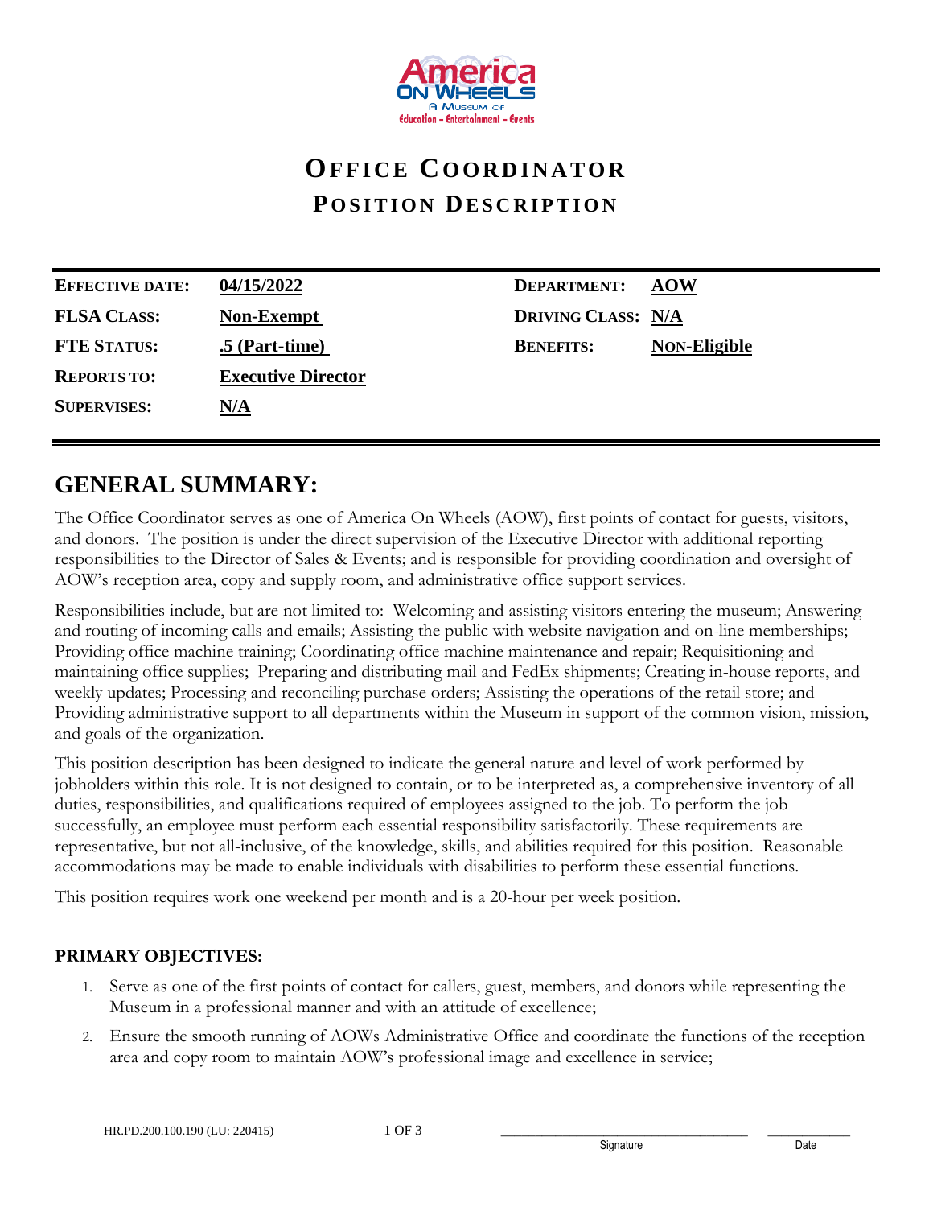# OFFICE COORDINATOR

## POSITION DESCRIPTION

| | | | |
|---|---|---|---|
| **EFFECTIVE DATE:** | **04/15/2022** | **DEPARTMENT:** | **AOW** |
| **FLSA CLASS:** | **Non-Exempt** | **DRIVING CLASS:** | **N/A** |
| **FTE STATUS:** | **.5 (Part-time)** | **BENEFITS:** | **NON-Eligible** |
| **REPORTS TO:** | **Executive Director** | | |
| **SUPERVISES:** | **N/A** | | |

## GENERAL SUMMARY:

The Office Coordinator serves as one of America On Wheels (AOW), first points of contact for guests, visitors, and donors. The position is under the direct supervision of the Executive Director with additional reporting responsibilities to the Director of Sales & Events; and is responsible for providing coordination and oversight of AOW's reception area, copy and supply room, and administrative office support services.

Responsibilities include, but are not limited to: Welcoming and assisting visitors entering the museum; Answering and routing of incoming calls and emails; Assisting the public with website navigation and on-line memberships; Providing office machine training; Coordinating office machine maintenance and repair; Requisitioning and maintaining office supplies; Preparing and distributing mail and FedEx shipments; Creating in-house reports, and weekly updates; Processing and reconciling purchase orders; Assisting the operations of the retail store; and Providing administrative support to all departments within the Museum in support of the common vision, mission, and goals of the organization.

This position description has been designed to indicate the general nature and level of work performed by jobholders within this role. It is not designed to contain, or to be interpreted as, a comprehensive inventory of all duties, responsibilities, and qualifications required of employees assigned to the job. To perform the job successfully, an employee must perform each essential responsibility satisfactorily. These requirements are representative, but not all-inclusive, of the knowledge, skills, and abilities required for this position. Reasonable accommodations may be made to enable individuals with disabilities to perform these essential functions.

This position requires work one weekend per month and is a 20-hour per week position.

### PRIMARY OBJECTIVES:

1. Serve as one of the first points of contact for callers, guest, members, and donors while representing the Museum in a professional manner and with an attitude of excellence;
2. Ensure the smooth running of AOWs Administrative Office and coordinate the functions of the reception area and copy room to maintain AOW's professional image and excellence in service;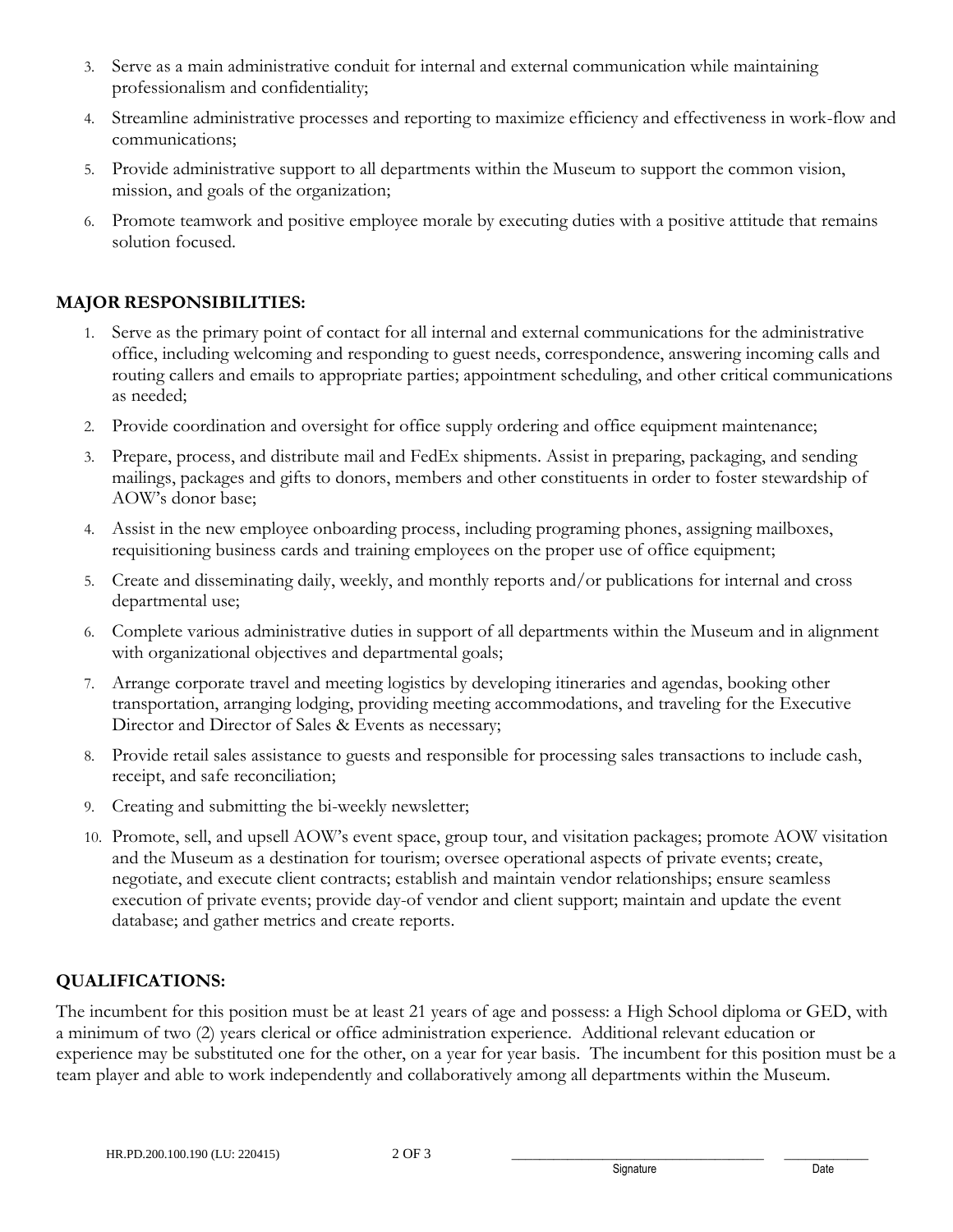3. Serve as a main administrative conduit for internal and external communication while maintaining professionalism and confidentiality;
4. Streamline administrative processes and reporting to maximize efficiency and effectiveness in work-flow and communications;
5. Provide administrative support to all departments within the Museum to support the common vision, mission, and goals of the organization;
6. Promote teamwork and positive employee morale by executing duties with a positive attitude that remains solution focused.

## MAJOR RESPONSIBILITIES:

1. Serve as the primary point of contact for all internal and external communications for the administrative office, including welcoming and responding to guest needs, correspondence, answering incoming calls and routing callers and emails to appropriate parties; appointment scheduling, and other critical communications as needed;
2. Provide coordination and oversight for office supply ordering and office equipment maintenance;
3. Prepare, process, and distribute mail and FedEx shipments. Assist in preparing, packaging, and sending mailings, packages and gifts to donors, members and other constituents in order to foster stewardship of AOW's donor base;
4. Assist in the new employee onboarding process, including programing phones, assigning mailboxes, requisitioning business cards and training employees on the proper use of office equipment;
5. Create and disseminating daily, weekly, and monthly reports and/or publications for internal and cross departmental use;
6. Complete various administrative duties in support of all departments within the Museum and in alignment with organizational objectives and departmental goals;
7. Arrange corporate travel and meeting logistics by developing itineraries and agendas, booking other transportation, arranging lodging, providing meeting accommodations, and traveling for the Executive Director and Director of Sales & Events as necessary;
8. Provide retail sales assistance to guests and responsible for processing sales transactions to include cash, receipt, and safe reconciliation;
9. Creating and submitting the bi-weekly newsletter;
10. Promote, sell, and upsell AOW's event space, group tour, and visitation packages; promote AOW visitation and the Museum as a destination for tourism; oversee operational aspects of private events; create, negotiate, and execute client contracts; establish and maintain vendor relationships; ensure seamless execution of private events; provide day-of vendor and client support; maintain and update the event database; and gather metrics and create reports.

## QUALIFICATIONS:

The incumbent for this position must be at least 21 years of age and possess: a High School diploma or GED, with a minimum of two (2) years clerical or office administration experience. Additional relevant education or experience may be substituted one for the other, on a year for year basis. The incumbent for this position must be a team player and able to work independently and collaboratively among all departments within the Museum.

HR.PD.200.100.190 (LU: 220415)

\_\_\_\_\_\_\_\_\_\_\_\_\_\_\_\_\_\_\_\_\_\_\_\_\_\_\_\_\_\_ Signature

\_\_\_\_\_\_\_\_\_\_\_\_ Date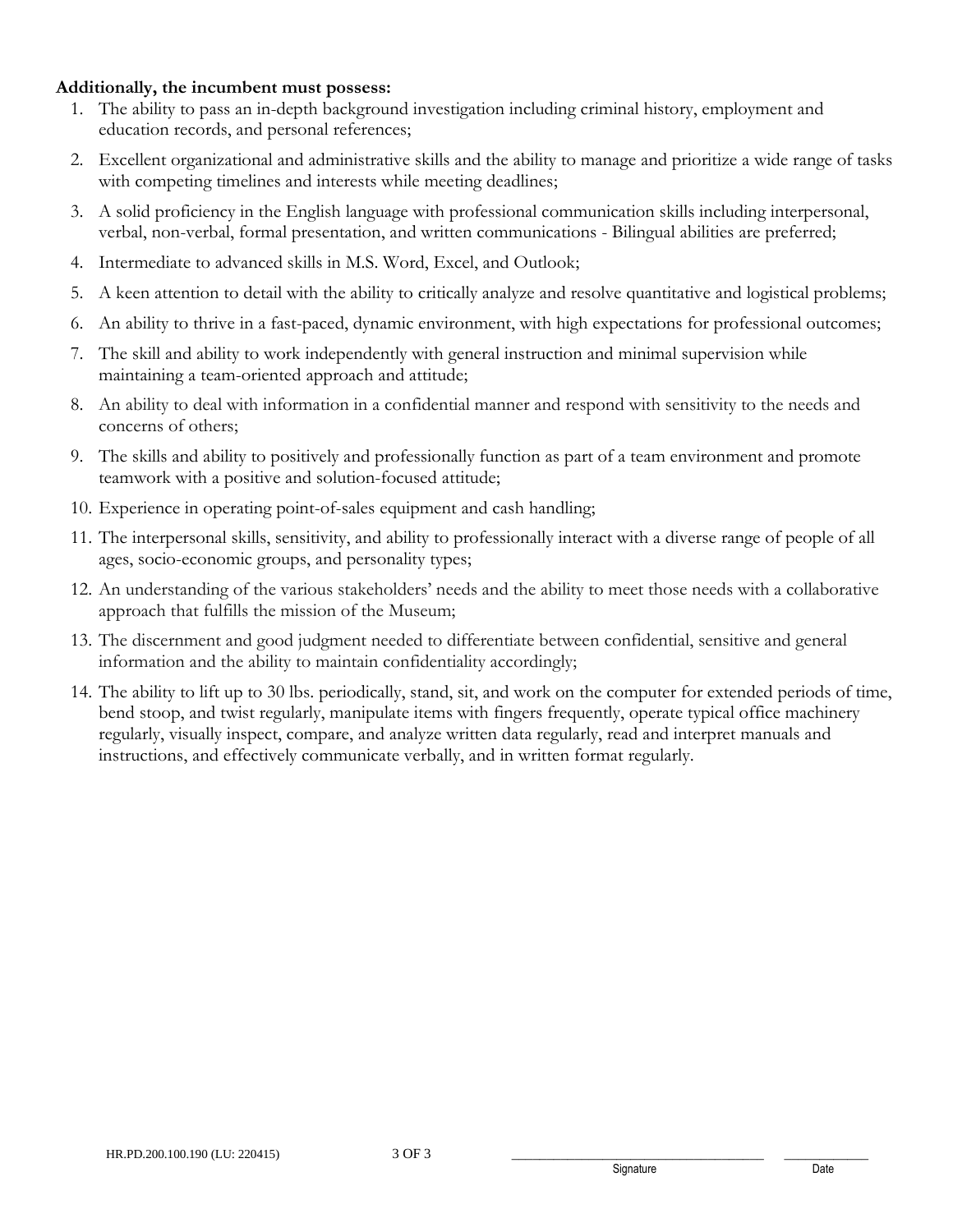**Additionally, the incumbent must possess:**

1. The ability to pass an in-depth background investigation including criminal history, employment and education records, and personal references;
2. Excellent organizational and administrative skills and the ability to manage and prioritize a wide range of tasks with competing timelines and interests while meeting deadlines;
3. A solid proficiency in the English language with professional communication skills including interpersonal, verbal, non-verbal, formal presentation, and written communications - Bilingual abilities are preferred;
4. Intermediate to advanced skills in M.S. Word, Excel, and Outlook;
5. A keen attention to detail with the ability to critically analyze and resolve quantitative and logistical problems;
6. An ability to thrive in a fast-paced, dynamic environment, with high expectations for professional outcomes;
7. The skill and ability to work independently with general instruction and minimal supervision while maintaining a team-oriented approach and attitude;
8. An ability to deal with information in a confidential manner and respond with sensitivity to the needs and concerns of others;
9. The skills and ability to positively and professionally function as part of a team environment and promote teamwork with a positive and solution-focused attitude;
10. Experience in operating point-of-sales equipment and cash handling;
11. The interpersonal skills, sensitivity, and ability to professionally interact with a diverse range of people of all ages, socio-economic groups, and personality types;
12. An understanding of the various stakeholders' needs and the ability to meet those needs with a collaborative approach that fulfills the mission of the Museum;
13. The discernment and good judgment needed to differentiate between confidential, sensitive and general information and the ability to maintain confidentiality accordingly;
14. The ability to lift up to 30 lbs. periodically, stand, sit, and work on the computer for extended periods of time, bend stoop, and twist regularly, manipulate items with fingers frequently, operate typical office machinery regularly, visually inspect, compare, and analyze written data regularly, read and interpret manuals and instructions, and effectively communicate verbally, and in written format regularly.

HR.PD.200.100.190 (LU: 220415)

\_\_\_\_\_\_\_\_\_\_\_\_\_\_\_\_\_\_\_\_\_\_\_\_\_\_\_\_\_\_\_\_\_\_ \_\_\_\_\_\_\_\_\_\_\_\_
Signature Date